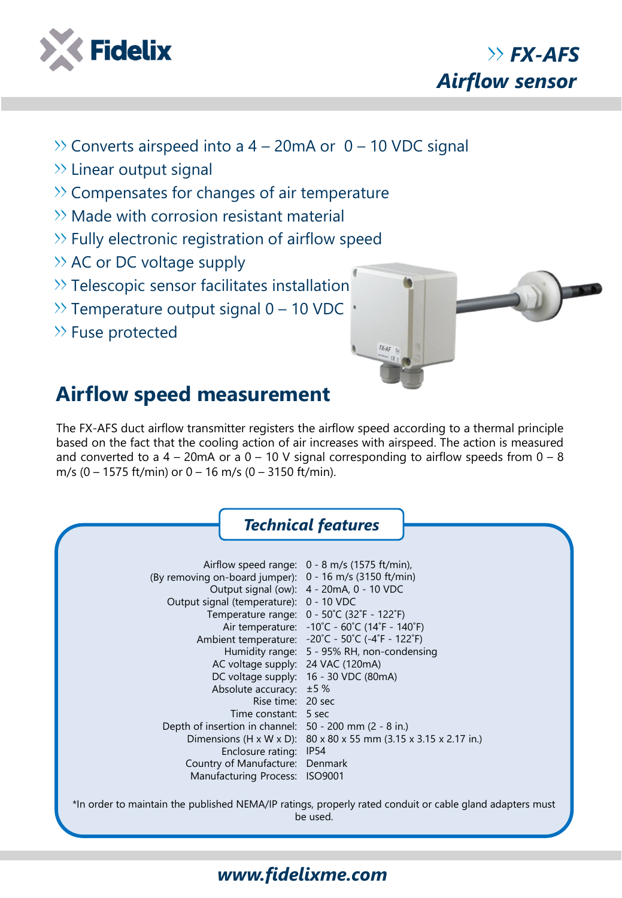Fidelix

# FX-AFS Airflow sensor

- Converts airspeed into a 4 – 20mA or 0 – 10 VDC signal
- Linear output signal
- Compensates for changes of air temperature
- Made with corrosion resistant material
- Fully electronic registration of airflow speed
- AC or DC voltage supply
- Telescopic sensor facilitates installation
- Temperature output signal 0 – 10 VDC
- Fuse protected

## Airflow speed measurement

The FX-AFS duct airflow transmitter registers the airflow speed according to a thermal principle based on the fact that the cooling action of air increases with airspeed. The action is measured and converted to a 4 – 20mA or a 0 – 10 V signal corresponding to airflow speeds from 0 – 8 m/s (0 – 1575 ft/min) or 0 – 16 m/s (0 – 3150 ft/min).

### *Technical features*

| | |
|---|---|
| Airflow speed range: | 0 - 8 m/s (1575 ft/min), |
| (By removing on-board jumper): | 0 - 16 m/s (3150 ft/min) |
| Output signal (ow): | 4 - 20mA, 0 - 10 VDC |
| Output signal (temperature): | 0 - 10 VDC |
| Temperature range: | 0 - 50˚C (32˚F - 122˚F) |
| Air temperature: | -10˚C - 60˚C (14˚F - 140˚F) |
| Ambient temperature: | -20˚C - 50˚C (-4˚F - 122˚F) |
| Humidity range: | 5 - 95% RH, non-condensing |
| AC voltage supply: | 24 VAC (120mA) |
| DC voltage supply: | 16 - 30 VDC (80mA) |
| Absolute accuracy: | ±5 % |
| Rise time: | 20 sec |
| Time constant: | 5 sec |
| Depth of insertion in channel: | 50 - 200 mm (2 - 8 in.) |
| Dimensions (H x W x D): | 80 x 80 x 55 mm (3.15 x 3.15 x 2.17 in.) |
| Enclosure rating: | IP54 |
| Country of Manufacture: | Denmark |
| Manufacturing Process: | ISO9001 |

*In order to maintain the published NEMA/IP ratings, properly rated conduit or cable gland adapters must be used.

www.fidelixme.com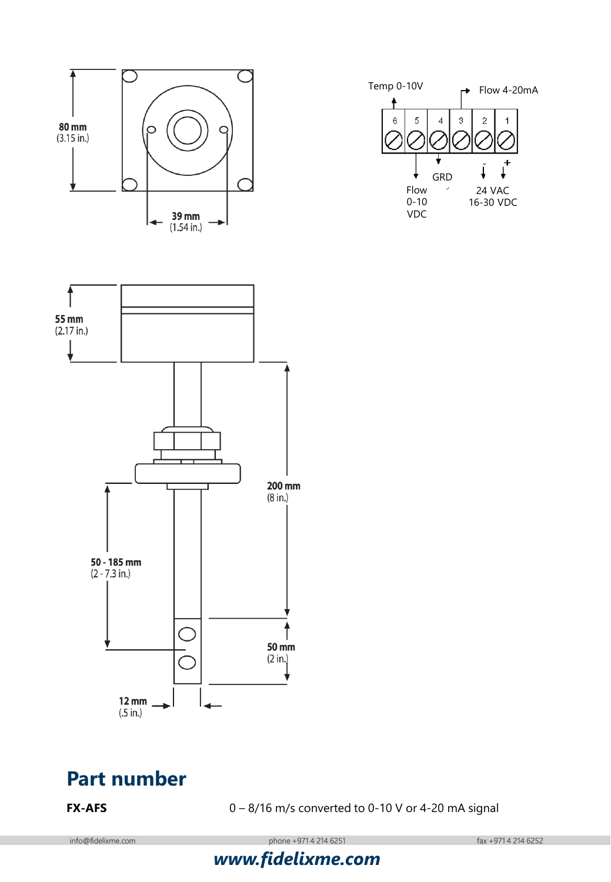80 mm
(3.15 in.)

39 mm
(1.54 in.)

Temp 0-10V

Flow 4-20mA

6 5 4 3 2 1

Flow
0-10
VDC

GRD

24 VAC
16-30 VDC

55 mm
(2.17 in.)

200 mm
(8 in.)

50 - 185 mm
(2 - 7.3 in.)

50 mm
(2 in.)

12 mm
(.5 in.)

# Part number

| | |
|---|---|
| **FX-AFS** | 0 – 8/16 m/s converted to 0-10 V or 4-20 mA signal |

info@fidelixme.com phone +971 4 214 6251 fax +971 4 214 6252

***www.fidelixme.com***